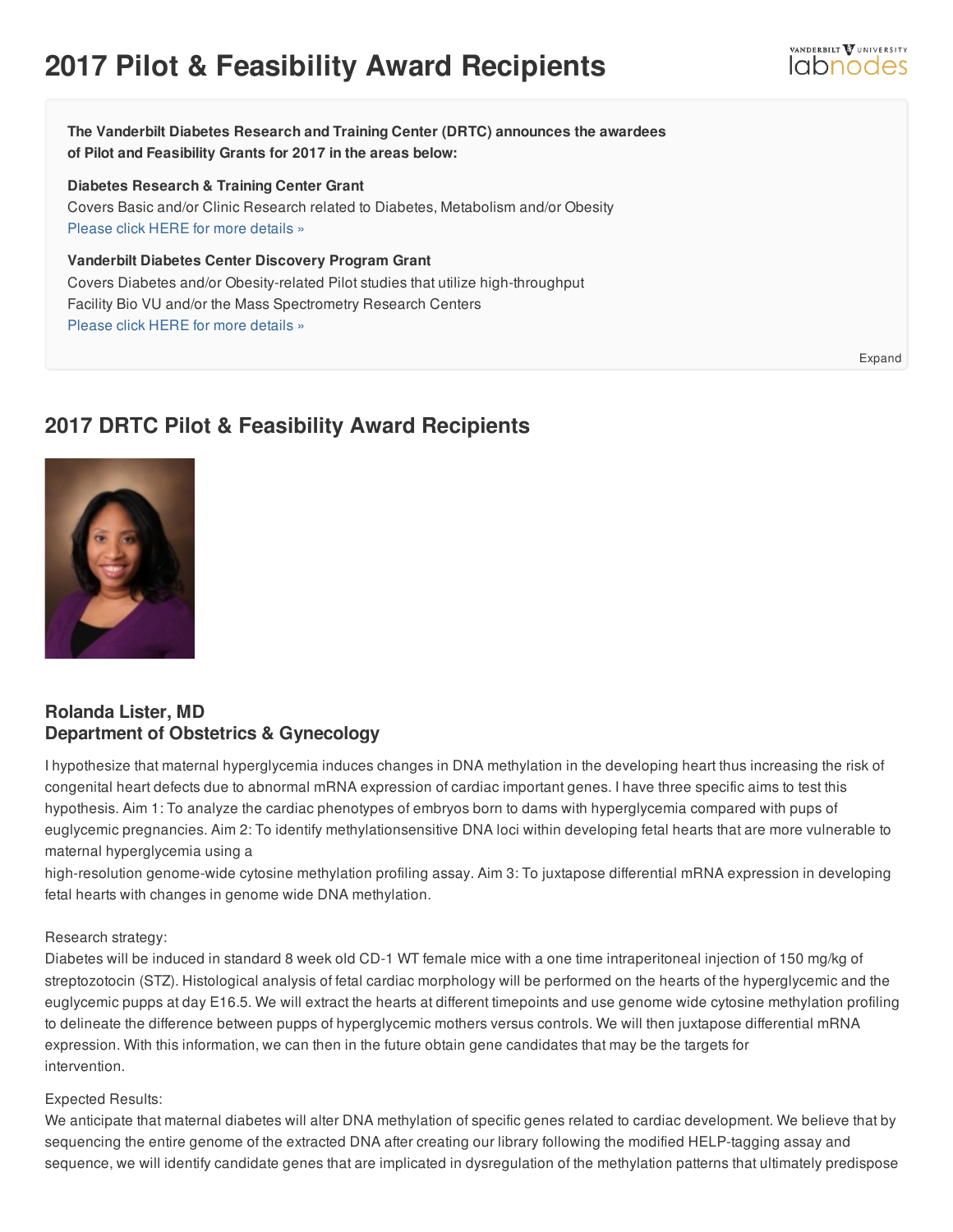# 2017 Pilot & Feasibility Award Recipients

**The Vanderbilt Diabetes Research and Training Center (DRTC) announces the awardees of Pilot and Feasibility Grants for 2017 in the areas below:**

**Diabetes Research & Training Center Grant**
Covers Basic and/or Clinic Research related to Diabetes, Metabolism and/or Obesity
Please click HERE for more details »

**Vanderbilt Diabetes Center Discovery Program Grant**
Covers Diabetes and/or Obesity-related Pilot studies that utilize high-throughput Facility Bio VU and/or the Mass Spectrometry Research Centers
Please click HERE for more details »

Expand

## 2017 DRTC Pilot & Feasibility Award Recipients

### Rolanda Lister, MD
### Department of Obstetrics & Gynecology

I hypothesize that maternal hyperglycemia induces changes in DNA methylation in the developing heart thus increasing the risk of congenital heart defects due to abnormal mRNA expression of cardiac important genes. I have three specific aims to test this hypothesis. Aim 1: To analyze the cardiac phenotypes of embryos born to dams with hyperglycemia compared with pups of euglycemic pregnancies. Aim 2: To identify methylationsensitive DNA loci within developing fetal hearts that are more vulnerable to maternal hyperglycemia using a high-resolution genome-wide cytosine methylation profiling assay. Aim 3: To juxtapose differential mRNA expression in developing fetal hearts with changes in genome wide DNA methylation.

Research strategy:
Diabetes will be induced in standard 8 week old CD-1 WT female mice with a one time intraperitoneal injection of 150 mg/kg of streptozotocin (STZ). Histological analysis of fetal cardiac morphology will be performed on the hearts of the hyperglycemic and the euglycemic pupps at day E16.5. We will extract the hearts at different timepoints and use genome wide cytosine methylation profiling to delineate the difference between pupps of hyperglycemic mothers versus controls. We will then juxtapose differential mRNA expression. With this information, we can then in the future obtain gene candidates that may be the targets for intervention.

Expected Results:
We anticipate that maternal diabetes will alter DNA methylation of specific genes related to cardiac development. We believe that by sequencing the entire genome of the extracted DNA after creating our library following the modified HELP-tagging assay and sequence, we will identify candidate genes that are implicated in dysregulation of the methylation patterns that ultimately predispose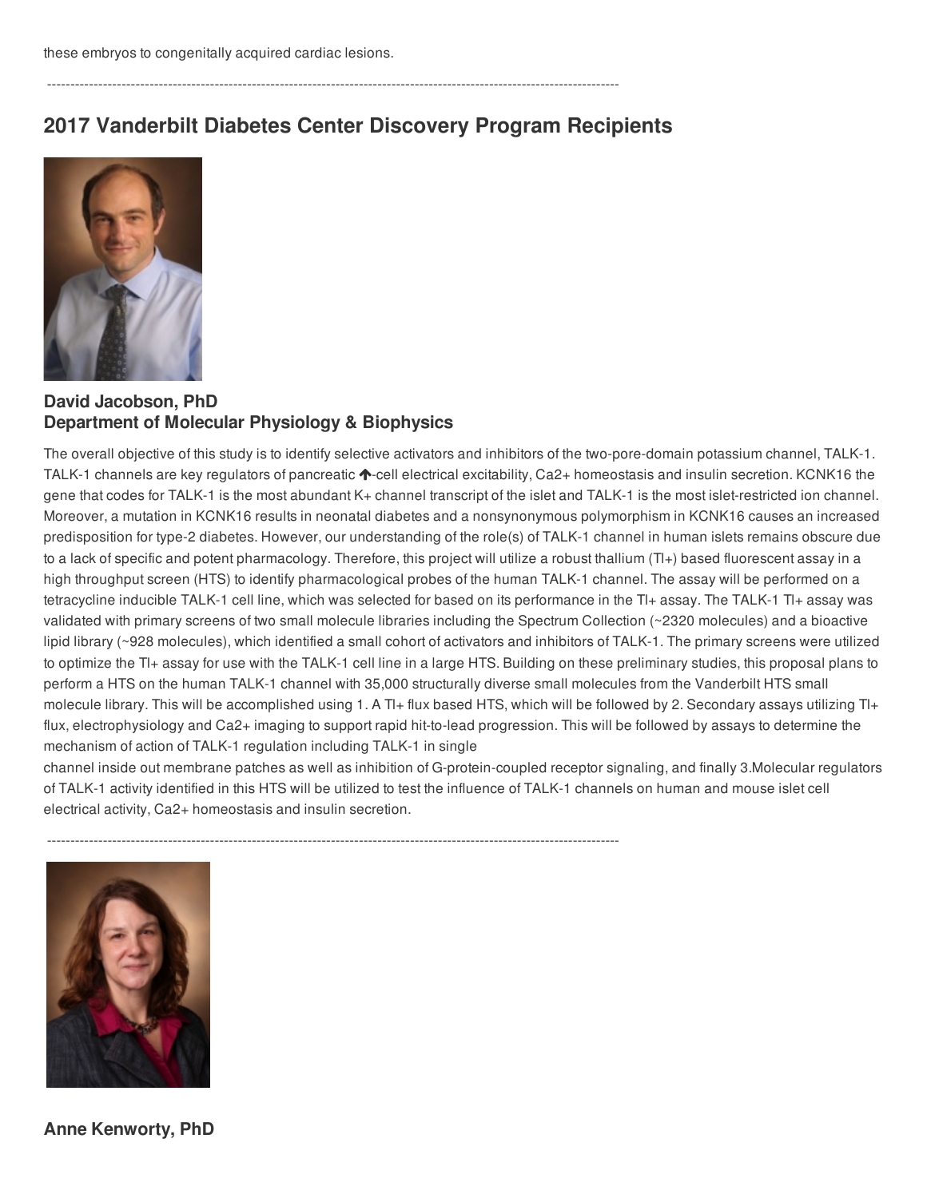these embryos to congenitally acquired cardiac lesions.

---

## 2017 Vanderbilt Diabetes Center Discovery Program Recipients

**David Jacobson, PhD**
**Department of Molecular Physiology & Biophysics**

The overall objective of this study is to identify selective activators and inhibitors of the two-pore-domain potassium channel, TALK-1. TALK-1 channels are key regulators of pancreatic ↑-cell electrical excitability, Ca2+ homeostasis and insulin secretion. KCNK16 the gene that codes for TALK-1 is the most abundant K+ channel transcript of the islet and TALK-1 is the most islet-restricted ion channel. Moreover, a mutation in KCNK16 results in neonatal diabetes and a nonsynonymous polymorphism in KCNK16 causes an increased predisposition for type-2 diabetes. However, our understanding of the role(s) of TALK-1 channel in human islets remains obscure due to a lack of specific and potent pharmacology. Therefore, this project will utilize a robust thallium (Tl+) based fluorescent assay in a high throughput screen (HTS) to identify pharmacological probes of the human TALK-1 channel. The assay will be performed on a tetracycline inducible TALK-1 cell line, which was selected for based on its performance in the Tl+ assay. The TALK-1 Tl+ assay was validated with primary screens of two small molecule libraries including the Spectrum Collection (~2320 molecules) and a bioactive lipid library (~928 molecules), which identified a small cohort of activators and inhibitors of TALK-1. The primary screens were utilized to optimize the Tl+ assay for use with the TALK-1 cell line in a large HTS. Building on these preliminary studies, this proposal plans to perform a HTS on the human TALK-1 channel with 35,000 structurally diverse small molecules from the Vanderbilt HTS small molecule library. This will be accomplished using 1. A Tl+ flux based HTS, which will be followed by 2. Secondary assays utilizing Tl+ flux, electrophysiology and Ca2+ imaging to support rapid hit-to-lead progression. This will be followed by assays to determine the mechanism of action of TALK-1 regulation including TALK-1 in single channel inside out membrane patches as well as inhibition of G-protein-coupled receptor signaling, and finally 3.Molecular regulators of TALK-1 activity identified in this HTS will be utilized to test the influence of TALK-1 channels on human and mouse islet cell electrical activity, Ca2+ homeostasis and insulin secretion.

---

**Anne Kenworty, PhD**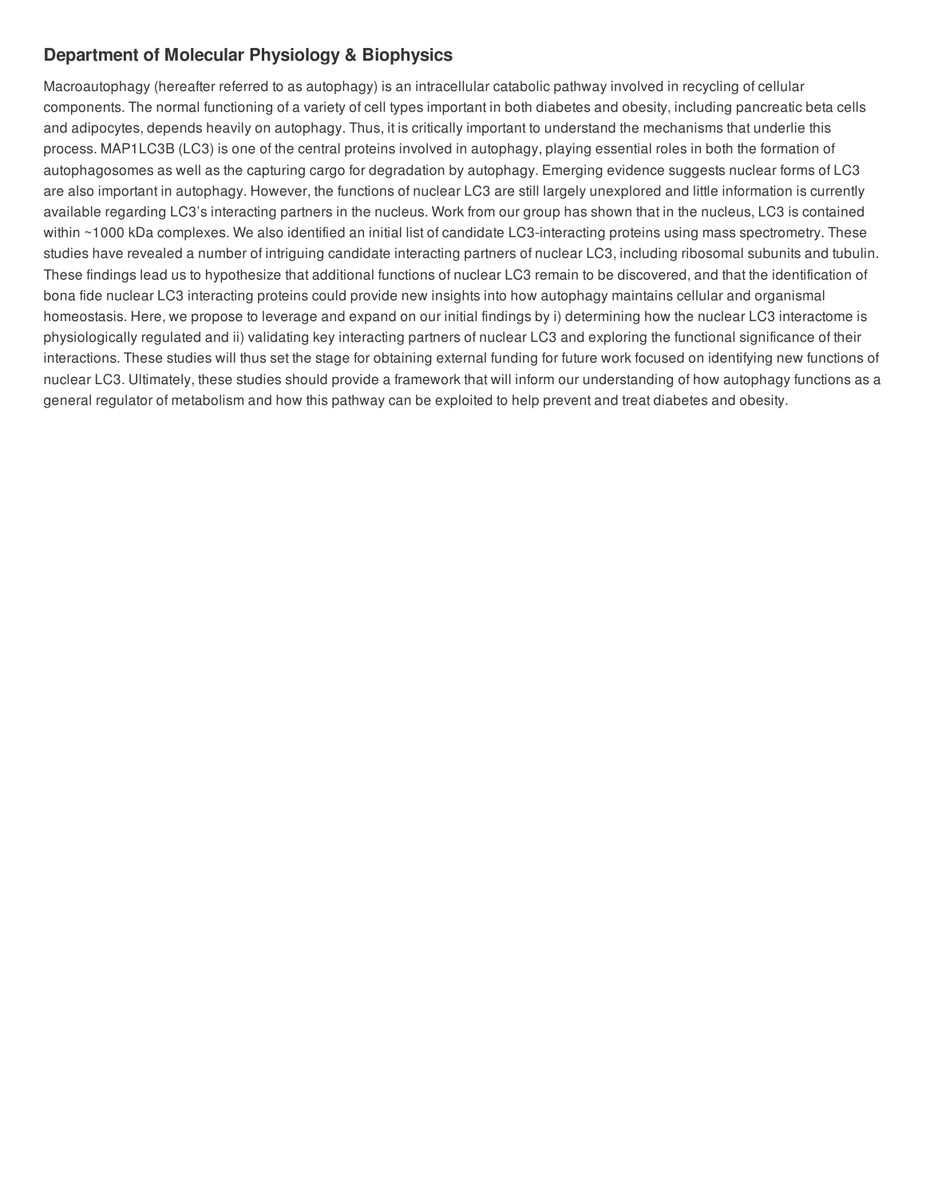## Department of Molecular Physiology & Biophysics

Macroautophagy (hereafter referred to as autophagy) is an intracellular catabolic pathway involved in recycling of cellular components. The normal functioning of a variety of cell types important in both diabetes and obesity, including pancreatic beta cells and adipocytes, depends heavily on autophagy. Thus, it is critically important to understand the mechanisms that underlie this process. MAP1LC3B (LC3) is one of the central proteins involved in autophagy, playing essential roles in both the formation of autophagosomes as well as the capturing cargo for degradation by autophagy. Emerging evidence suggests nuclear forms of LC3 are also important in autophagy. However, the functions of nuclear LC3 are still largely unexplored and little information is currently available regarding LC3's interacting partners in the nucleus. Work from our group has shown that in the nucleus, LC3 is contained within ~1000 kDa complexes. We also identified an initial list of candidate LC3-interacting proteins using mass spectrometry. These studies have revealed a number of intriguing candidate interacting partners of nuclear LC3, including ribosomal subunits and tubulin. These findings lead us to hypothesize that additional functions of nuclear LC3 remain to be discovered, and that the identification of bona fide nuclear LC3 interacting proteins could provide new insights into how autophagy maintains cellular and organismal homeostasis. Here, we propose to leverage and expand on our initial findings by i) determining how the nuclear LC3 interactome is physiologically regulated and ii) validating key interacting partners of nuclear LC3 and exploring the functional significance of their interactions. These studies will thus set the stage for obtaining external funding for future work focused on identifying new functions of nuclear LC3. Ultimately, these studies should provide a framework that will inform our understanding of how autophagy functions as a general regulator of metabolism and how this pathway can be exploited to help prevent and treat diabetes and obesity.